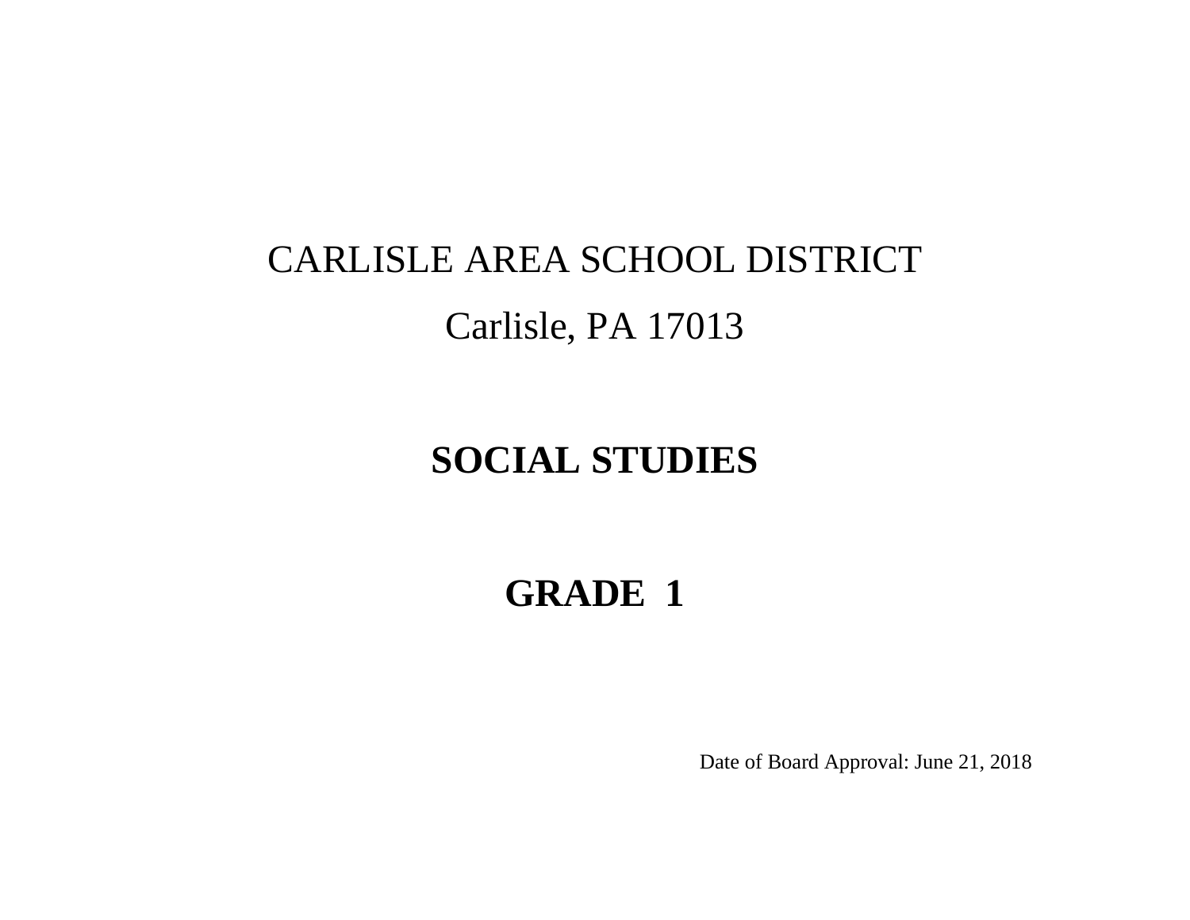CARLISLE AREA SCHOOL DISTRICT

Carlisle, PA 17013

# SOCIAL STUDIES

# GRADE 1

Date of Board Approval: June 21, 2018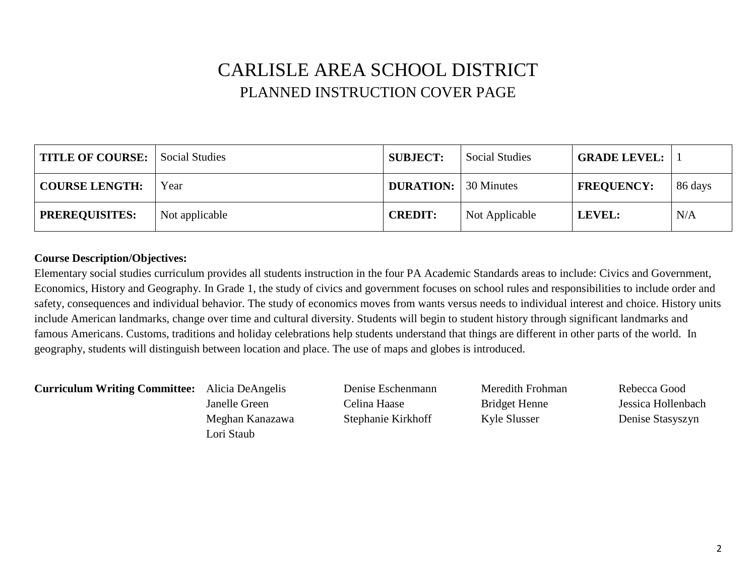# CARLISLE AREA SCHOOL DISTRICT

## PLANNED INSTRUCTION COVER PAGE

| **TITLE OF COURSE:** | Social Studies | **SUBJECT:** | Social Studies | **GRADE LEVEL:** | 1 |
|---|---|---|---|---|---|
| **COURSE LENGTH:** | Year | **DURATION:** | 30 Minutes | **FREQUENCY:** | 86 days |
| **PREREQUISITES:** | Not applicable | **CREDIT:** | Not Applicable | **LEVEL:** | N/A |

**Course Description/Objectives:**
Elementary social studies curriculum provides all students instruction in the four PA Academic Standards areas to include: Civics and Government, Economics, History and Geography. In Grade 1, the study of civics and government focuses on school rules and responsibilities to include order and safety, consequences and individual behavior. The study of economics moves from wants versus needs to individual interest and choice. History units include American landmarks, change over time and cultural diversity. Students will begin to student history through significant landmarks and famous Americans. Customs, traditions and holiday celebrations help students understand that things are different in other parts of the world. In geography, students will distinguish between location and place. The use of maps and globes is introduced.

**Curriculum Writing Committee:**

| | | | |
|---|---|---|---|
| Alicia DeAngelis | Denise Eschenmann | Meredith Frohman | Rebecca Good |
| Janelle Green | Celina Haase | Bridget Henne | Jessica Hollenbach |
| Meghan Kanazawa | Stephanie Kirkhoff | Kyle Slusser | Denise Stasyszyn |
| Lori Staub | | | |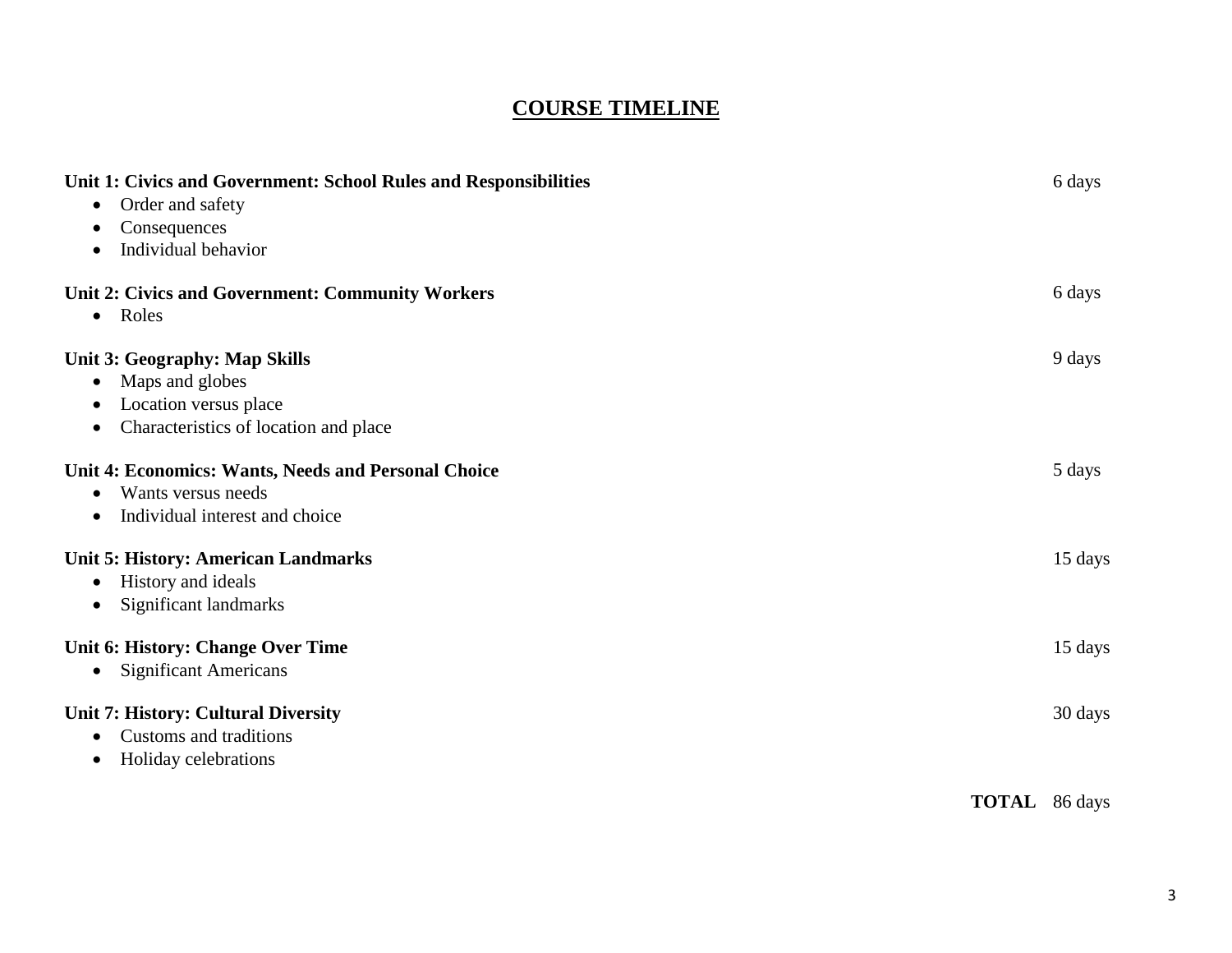# COURSE TIMELINE

**Unit 1: Civics and Government: School Rules and Responsibilities** — 6 days

- Order and safety
- Consequences
- Individual behavior

**Unit 2: Civics and Government: Community Workers** — 6 days

- Roles

**Unit 3: Geography: Map Skills** — 9 days

- Maps and globes
- Location versus place
- Characteristics of location and place

**Unit 4: Economics: Wants, Needs and Personal Choice** — 5 days

- Wants versus needs
- Individual interest and choice

**Unit 5: History: American Landmarks** — 15 days

- History and ideals
- Significant landmarks

**Unit 6: History: Change Over Time** — 15 days

- Significant Americans

**Unit 7: History: Cultural Diversity** — 30 days

- Customs and traditions
- Holiday celebrations

**TOTAL** 86 days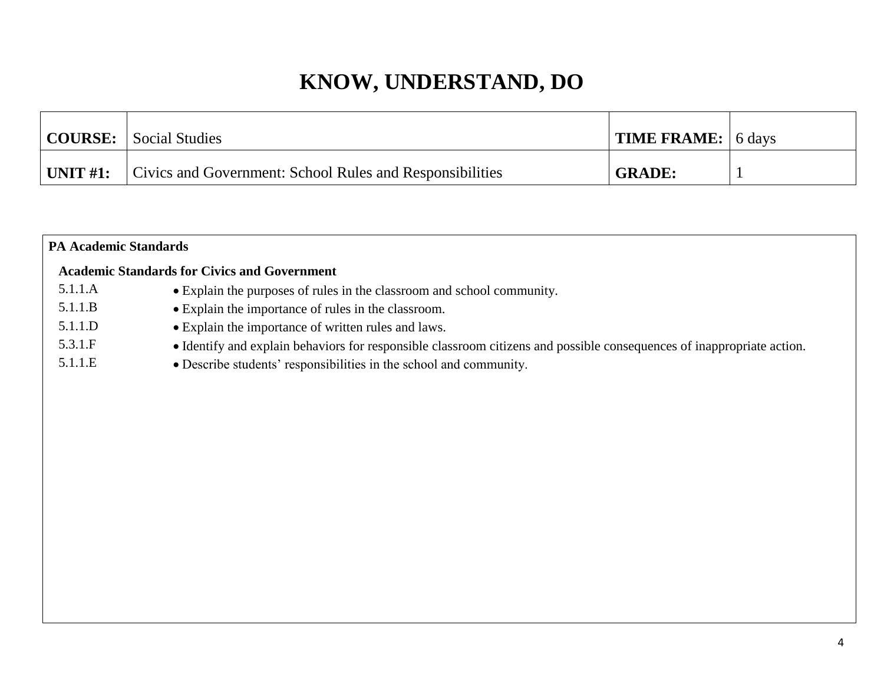# KNOW, UNDERSTAND, DO

| | | | |
|---|---|---|---|
| **COURSE:** | Social Studies | **TIME FRAME:** | 6 days |
| **UNIT #1:** | Civics and Government: School Rules and Responsibilities | **GRADE:** | 1 |

**PA Academic Standards**

**Academic Standards for Civics and Government**

| | |
|---|---|
| 5.1.1.A | • Explain the purposes of rules in the classroom and school community. |
| 5.1.1.B | • Explain the importance of rules in the classroom. |
| 5.1.1.D | • Explain the importance of written rules and laws. |
| 5.3.1.F | • Identify and explain behaviors for responsible classroom citizens and possible consequences of inappropriate action. |
| 5.1.1.E | • Describe students' responsibilities in the school and community. |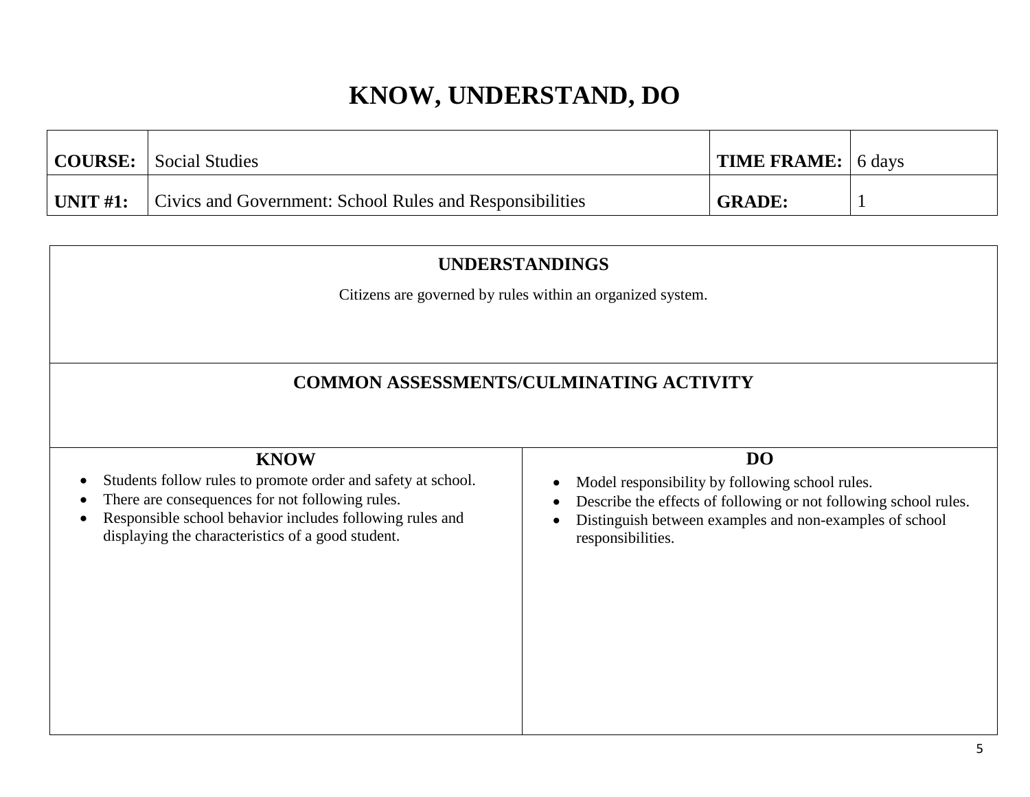# KNOW, UNDERSTAND, DO

| | | | |
|---|---|---|---|
| **COURSE:** | Social Studies | **TIME FRAME:** | 6 days |
| **UNIT #1:** | Civics and Government: School Rules and Responsibilities | **GRADE:** | 1 |

## UNDERSTANDINGS

Citizens are governed by rules within an organized system.

## COMMON ASSESSMENTS/CULMINATING ACTIVITY

| KNOW | DO |
|---|---|
| • Students follow rules to promote order and safety at school.<br>• There are consequences for not following rules.<br>• Responsible school behavior includes following rules and displaying the characteristics of a good student. | • Model responsibility by following school rules.<br>• Describe the effects of following or not following school rules.<br>• Distinguish between examples and non-examples of school responsibilities. |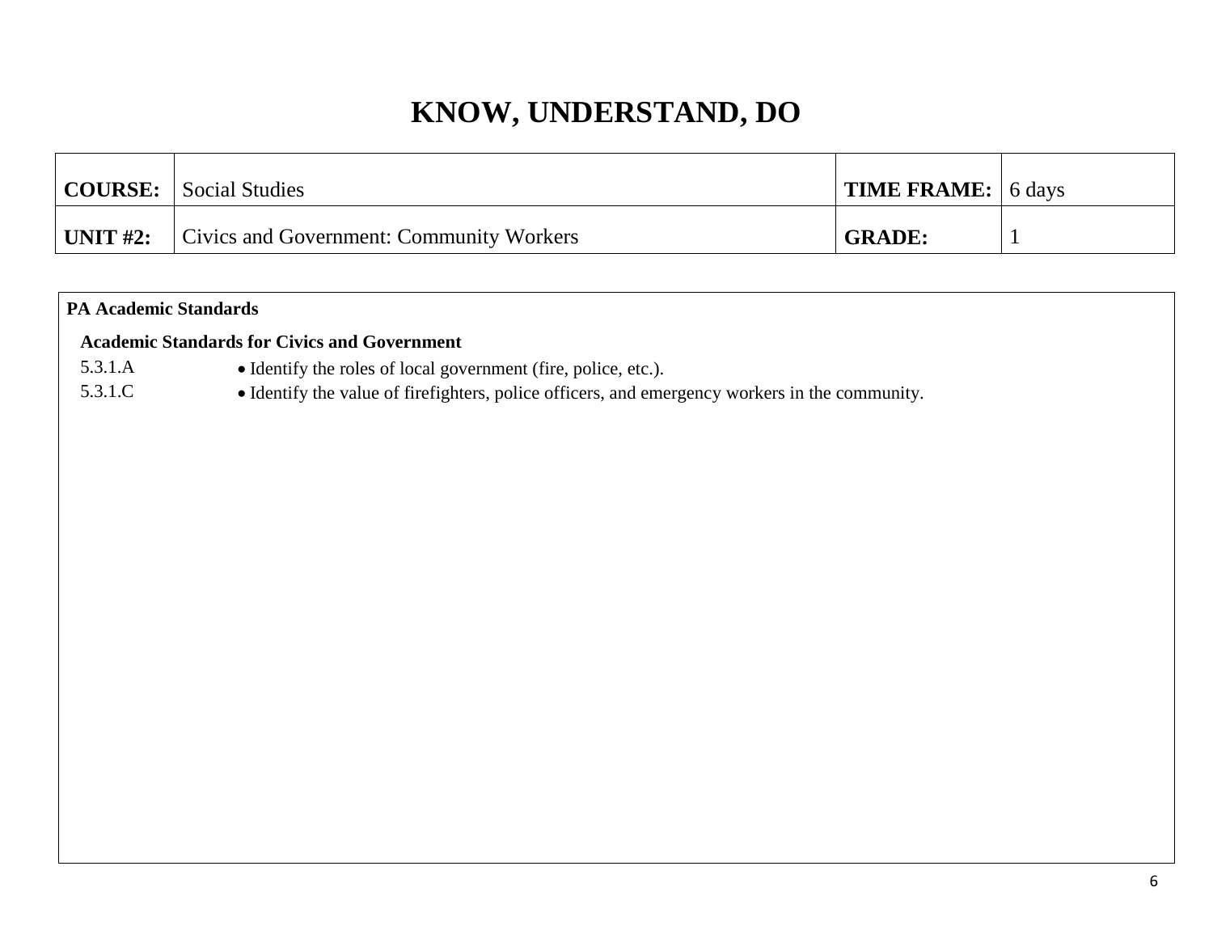# KNOW, UNDERSTAND, DO

| **COURSE:** | Social Studies | **TIME FRAME:** | 6 days |
|---|---|---|---|
| **UNIT #2:** | Civics and Government: Community Workers | **GRADE:** | 1 |

**PA Academic Standards**

**Academic Standards for Civics and Government**

| | |
|---|---|
| 5.3.1.A | • Identify the roles of local government (fire, police, etc.). |
| 5.3.1.C | • Identify the value of firefighters, police officers, and emergency workers in the community. |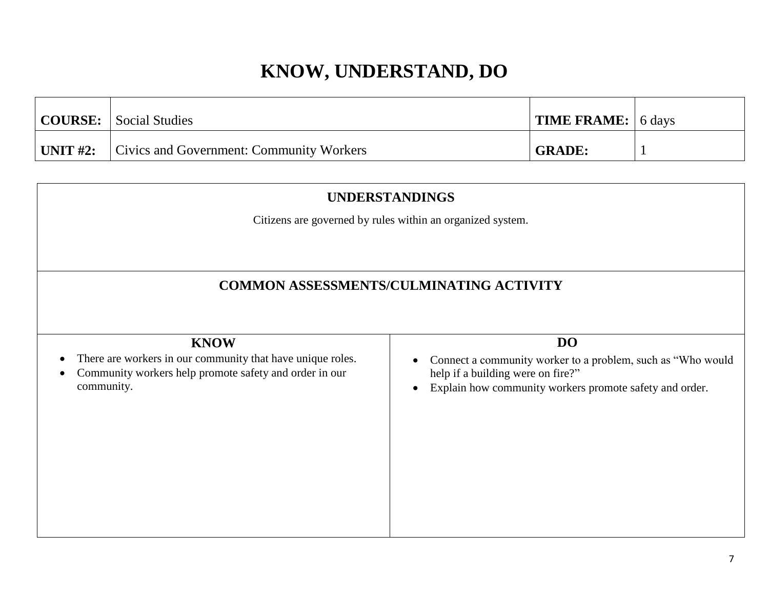# KNOW, UNDERSTAND, DO

| **COURSE:** | Social Studies | **TIME FRAME:** | 6 days |
|---|---|---|---|
| **UNIT #2:** | Civics and Government: Community Workers | **GRADE:** | 1 |

## UNDERSTANDINGS

Citizens are governed by rules within an organized system.

## COMMON ASSESSMENTS/CULMINATING ACTIVITY

| **KNOW** | **DO** |
|---|---|
| • There are workers in our community that have unique roles.<br>• Community workers help promote safety and order in our community. | • Connect a community worker to a problem, such as "Who would help if a building were on fire?"<br>• Explain how community workers promote safety and order. |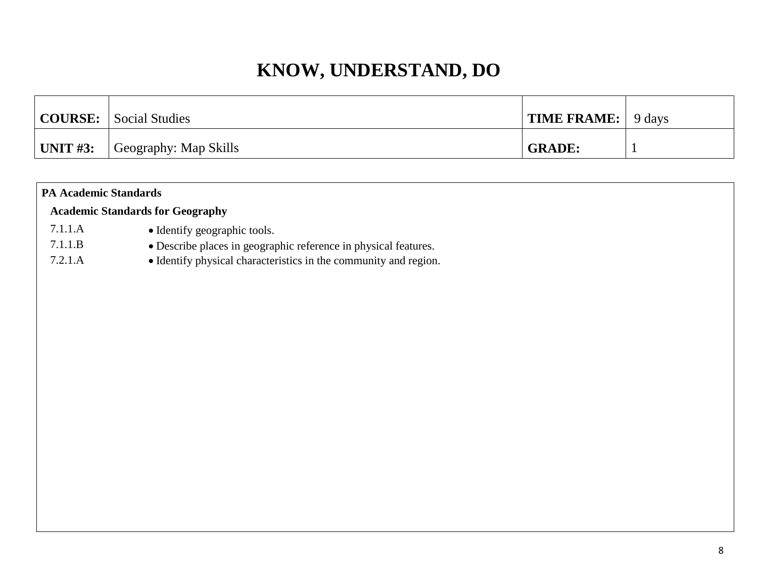# KNOW, UNDERSTAND, DO

| **COURSE:** | Social Studies | **TIME FRAME:** | 9 days |
| --- | --- | --- | --- |
| **UNIT #3:** | Geography: Map Skills | **GRADE:** | 1 |

**PA Academic Standards**

**Academic Standards for Geography**

| | |
| --- | --- |
| 7.1.1.A | • Identify geographic tools. |
| 7.1.1.B | • Describe places in geographic reference in physical features. |
| 7.2.1.A | • Identify physical characteristics in the community and region. |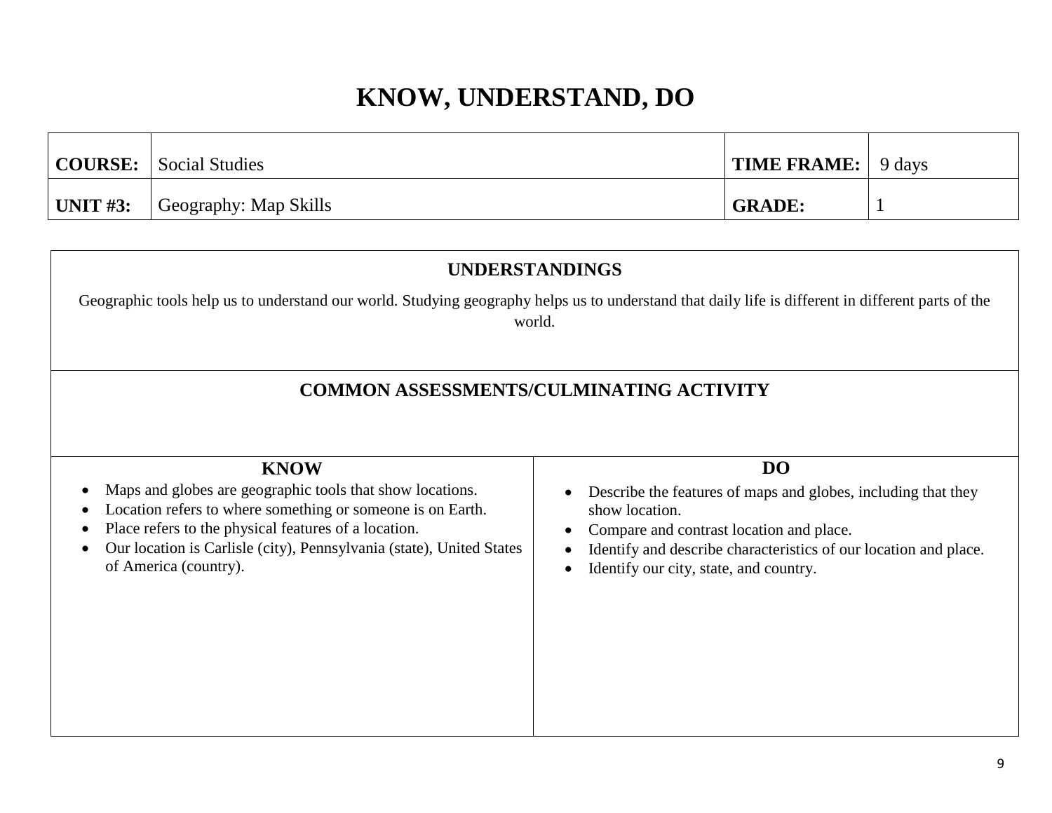# KNOW, UNDERSTAND, DO

| **COURSE:** | Social Studies | **TIME FRAME:** | 9 days |
|---|---|---|---|
| **UNIT #3:** | Geography: Map Skills | **GRADE:** | 1 |

## UNDERSTANDINGS

Geographic tools help us to understand our world. Studying geography helps us to understand that daily life is different in different parts of the world.

## COMMON ASSESSMENTS/CULMINATING ACTIVITY

### KNOW

- Maps and globes are geographic tools that show locations.
- Location refers to where something or someone is on Earth.
- Place refers to the physical features of a location.
- Our location is Carlisle (city), Pennsylvania (state), United States of America (country).

### DO

- Describe the features of maps and globes, including that they show location.
- Compare and contrast location and place.
- Identify and describe characteristics of our location and place.
- Identify our city, state, and country.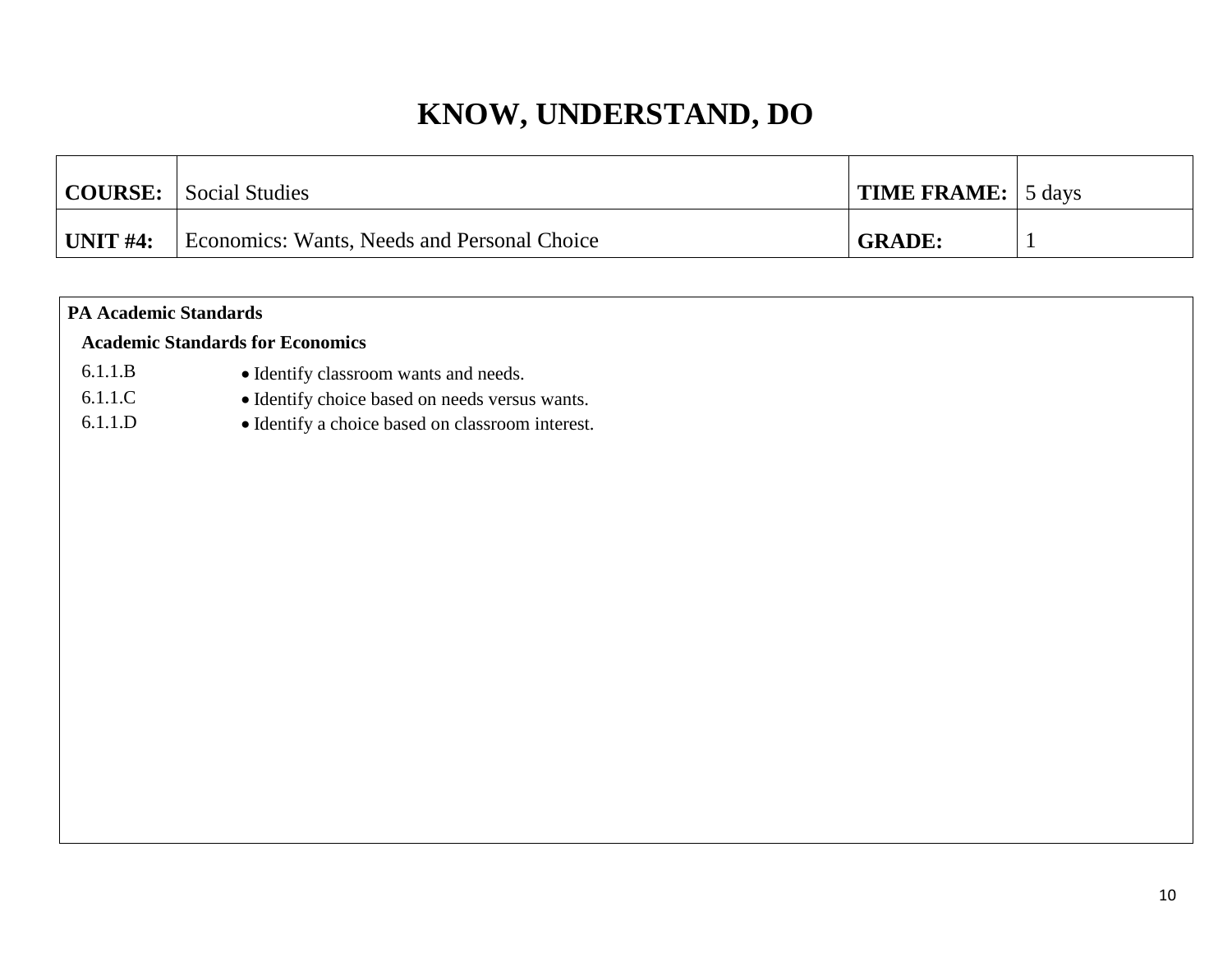# KNOW, UNDERSTAND, DO

| **COURSE:** | Social Studies | **TIME FRAME:** | 5 days |
|---|---|---|---|
| **UNIT #4:** | Economics: Wants, Needs and Personal Choice | **GRADE:** | 1 |

**PA Academic Standards**

**Academic Standards for Economics**

| | |
|---|---|
| 6.1.1.B | • Identify classroom wants and needs. |
| 6.1.1.C | • Identify choice based on needs versus wants. |
| 6.1.1.D | • Identify a choice based on classroom interest. |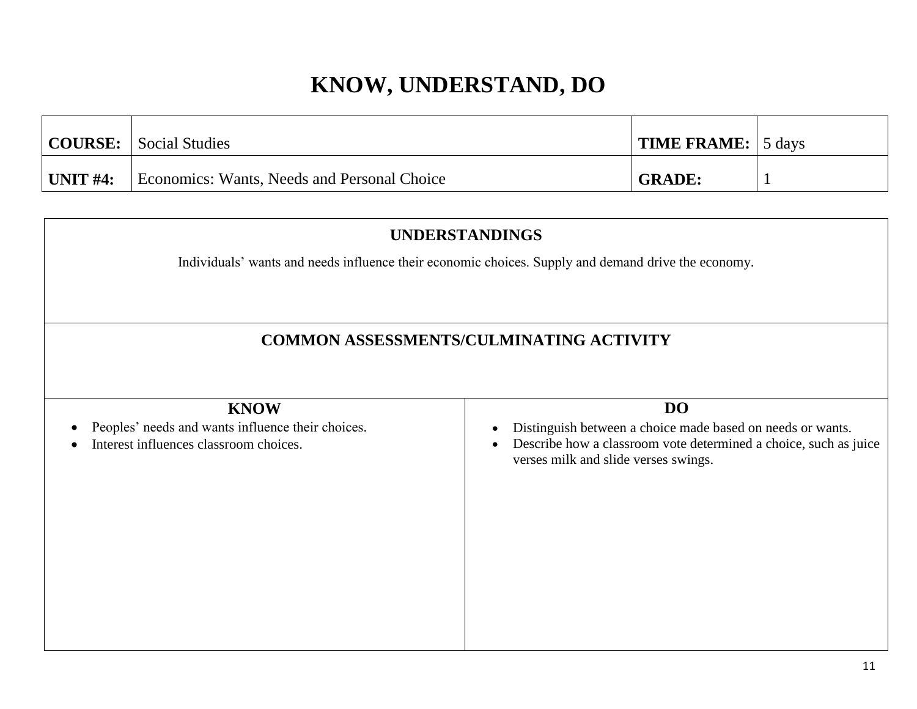# KNOW, UNDERSTAND, DO

| **COURSE:** | Social Studies | **TIME FRAME:** | 5 days |
|---|---|---|---|
| **UNIT #4:** | Economics: Wants, Needs and Personal Choice | **GRADE:** | 1 |

## UNDERSTANDINGS

Individuals' wants and needs influence their economic choices. Supply and demand drive the economy.

## COMMON ASSESSMENTS/CULMINATING ACTIVITY

| **KNOW** | **DO** |
|---|---|
| • Peoples' needs and wants influence their choices.<br>• Interest influences classroom choices. | • Distinguish between a choice made based on needs or wants.<br>• Describe how a classroom vote determined a choice, such as juice verses milk and slide verses swings. |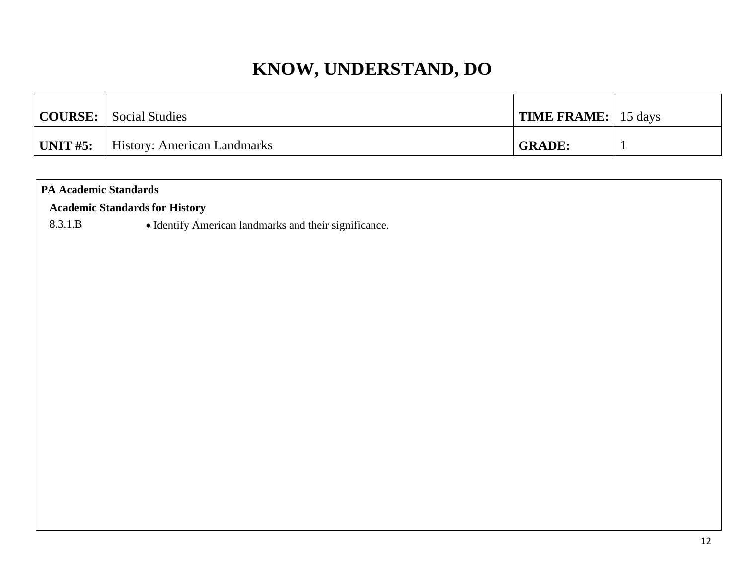# KNOW, UNDERSTAND, DO

| **COURSE:** | Social Studies | **TIME FRAME:** | 15 days |
|---|---|---|---|
| **UNIT #5:** | History: American Landmarks | **GRADE:** | 1 |

**PA Academic Standards**

**Academic Standards for History**

| | |
|---|---|
| 8.3.1.B | • Identify American landmarks and their significance. |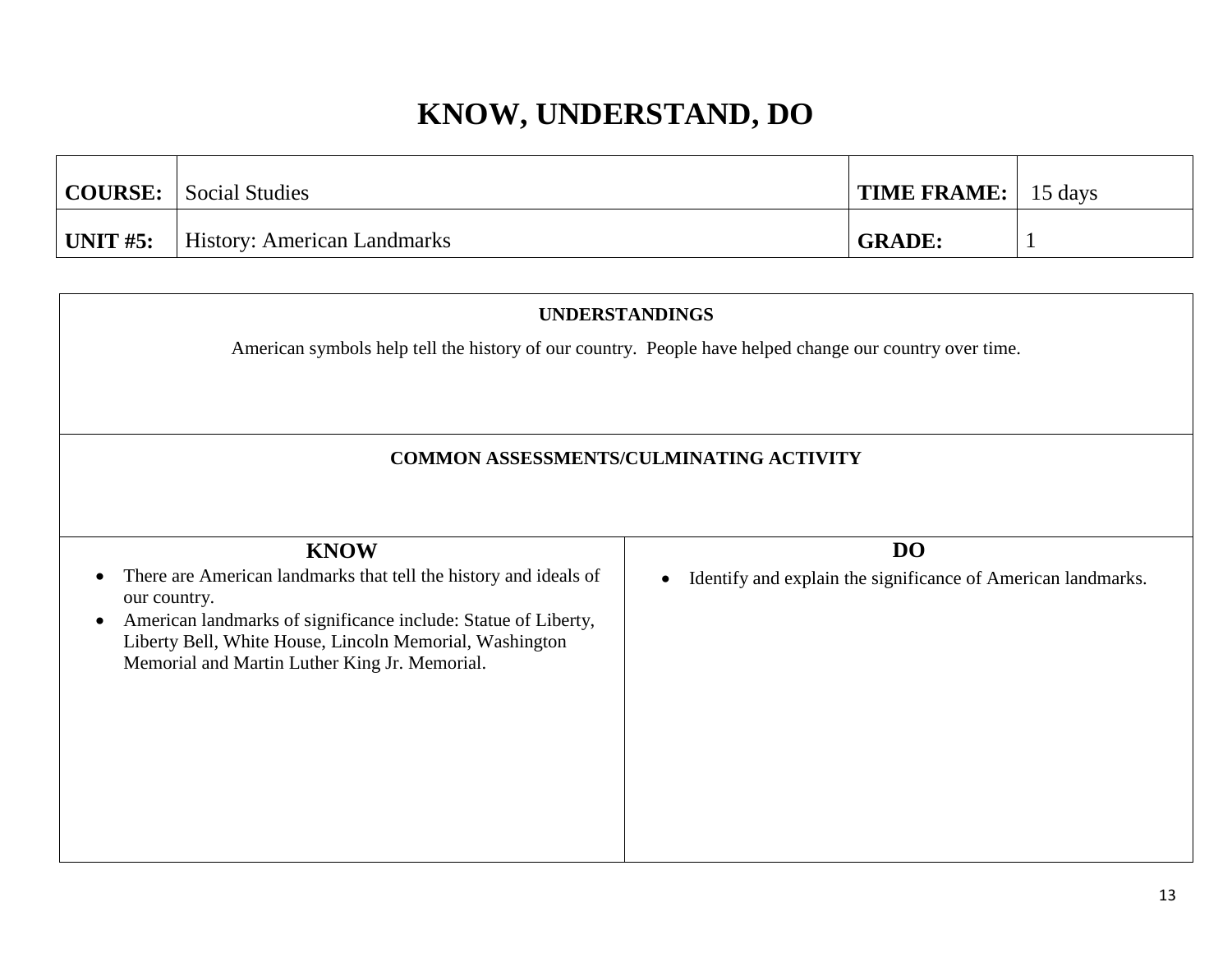# KNOW, UNDERSTAND, DO

| **COURSE:** | Social Studies | **TIME FRAME:** | 15 days |
|---|---|---|---|
| **UNIT #5:** | History: American Landmarks | **GRADE:** | 1 |

**UNDERSTANDINGS**

American symbols help tell the history of our country. People have helped change our country over time.

**COMMON ASSESSMENTS/CULMINATING ACTIVITY**

| KNOW | DO |
|---|---|
| • There are American landmarks that tell the history and ideals of our country.<br>• American landmarks of significance include: Statue of Liberty, Liberty Bell, White House, Lincoln Memorial, Washington Memorial and Martin Luther King Jr. Memorial. | • Identify and explain the significance of American landmarks. |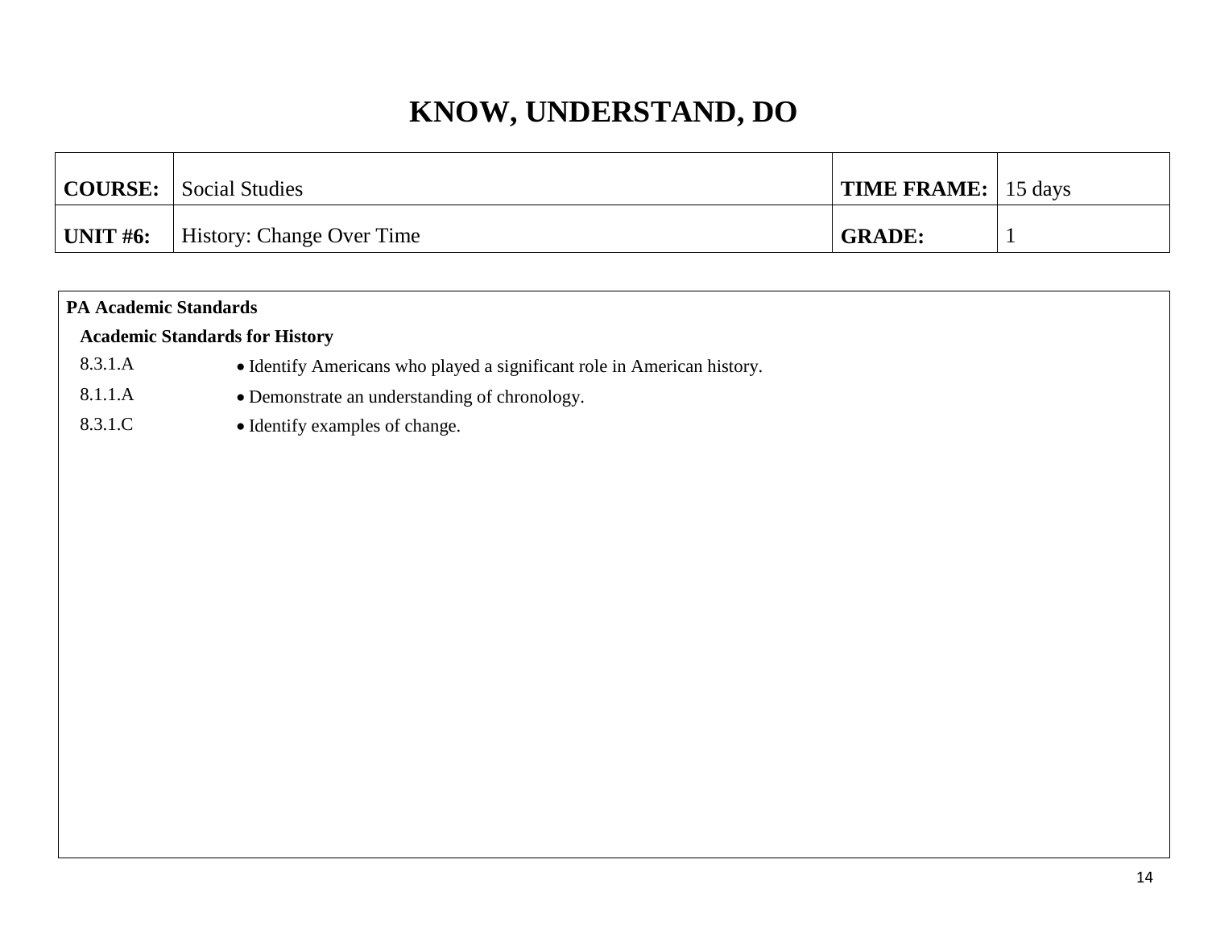# KNOW, UNDERSTAND, DO

| COURSE: | Social Studies | TIME FRAME: | 15 days |
|---|---|---|---|
| UNIT #6: | History: Change Over Time | GRADE: | 1 |

**PA Academic Standards**

**Academic Standards for History**

| | |
|---|---|
| 8.3.1.A | • Identify Americans who played a significant role in American history. |
| 8.1.1.A | • Demonstrate an understanding of chronology. |
| 8.3.1.C | • Identify examples of change. |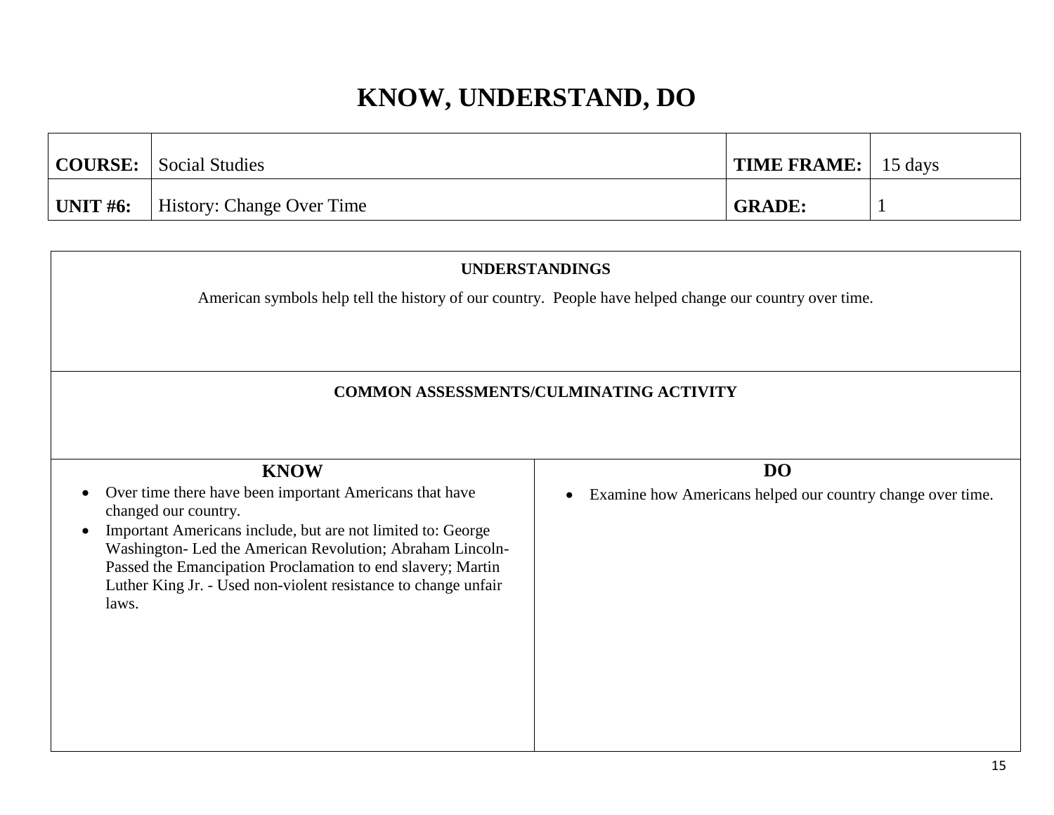# KNOW, UNDERSTAND, DO

| **COURSE:** | Social Studies | **TIME FRAME:** | 15 days |
|---|---|---|---|
| **UNIT #6:** | History: Change Over Time | **GRADE:** | 1 |

**UNDERSTANDINGS**

American symbols help tell the history of our country. People have helped change our country over time.

**COMMON ASSESSMENTS/CULMINATING ACTIVITY**

| KNOW | DO |
|---|---|
| • Over time there have been important Americans that have changed our country.<br>• Important Americans include, but are not limited to: George Washington- Led the American Revolution; Abraham Lincoln- Passed the Emancipation Proclamation to end slavery; Martin Luther King Jr. - Used non-violent resistance to change unfair laws. | • Examine how Americans helped our country change over time. |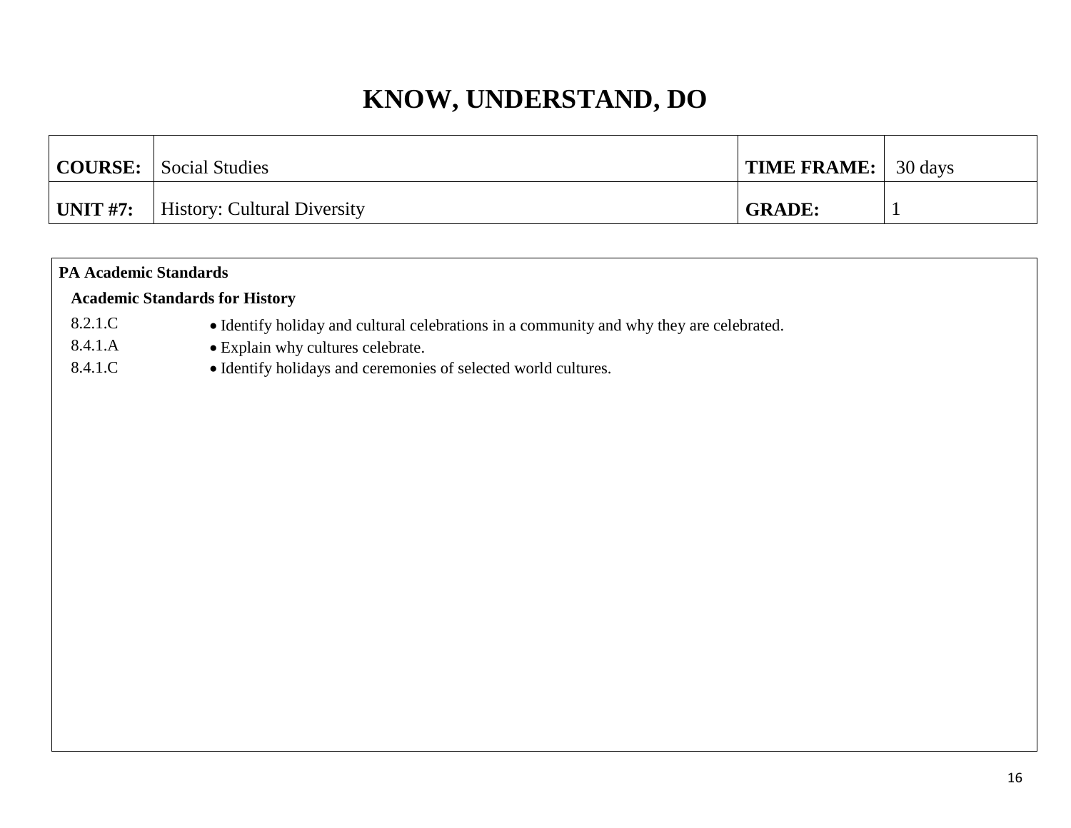# KNOW, UNDERSTAND, DO

| **COURSE:** | Social Studies | **TIME FRAME:** | 30 days |
|---|---|---|---|
| **UNIT #7:** | History: Cultural Diversity | **GRADE:** | 1 |

**PA Academic Standards**

**Academic Standards for History**

| | |
|---|---|
| 8.2.1.C | • Identify holiday and cultural celebrations in a community and why they are celebrated. |
| 8.4.1.A | • Explain why cultures celebrate. |
| 8.4.1.C | • Identify holidays and ceremonies of selected world cultures. |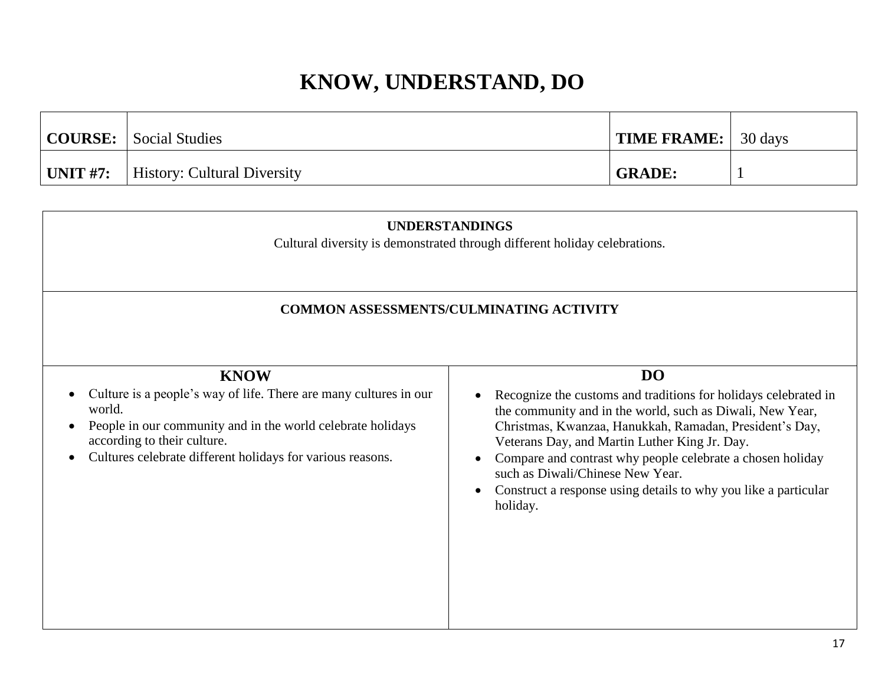# KNOW, UNDERSTAND, DO

| COURSE: | Social Studies | TIME FRAME: | 30 days |
|---|---|---|---|
| UNIT #7: | History: Cultural Diversity | GRADE: | 1 |

**UNDERSTANDINGS**

Cultural diversity is demonstrated through different holiday celebrations.

**COMMON ASSESSMENTS/CULMINATING ACTIVITY**

| KNOW | DO |
|---|---|
| • Culture is a people's way of life. There are many cultures in our world.<br>• People in our community and in the world celebrate holidays according to their culture.<br>• Cultures celebrate different holidays for various reasons. | • Recognize the customs and traditions for holidays celebrated in the community and in the world, such as Diwali, New Year, Christmas, Kwanzaa, Hanukkah, Ramadan, President's Day, Veterans Day, and Martin Luther King Jr. Day.<br>• Compare and contrast why people celebrate a chosen holiday such as Diwali/Chinese New Year.<br>• Construct a response using details to why you like a particular holiday. |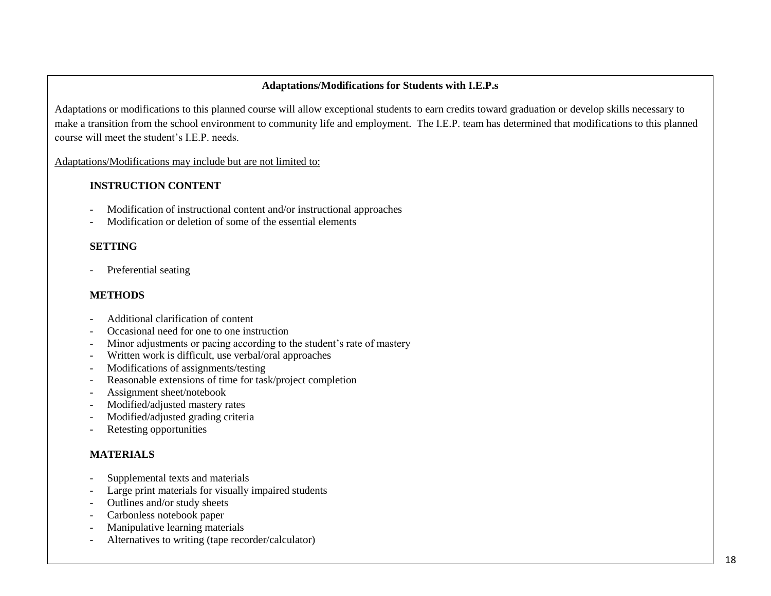## Adaptations/Modifications for Students with I.E.P.s

Adaptations or modifications to this planned course will allow exceptional students to earn credits toward graduation or develop skills necessary to make a transition from the school environment to community life and employment. The I.E.P. team has determined that modifications to this planned course will meet the student's I.E.P. needs.

<u>Adaptations/Modifications may include but are not limited to:</u>

### INSTRUCTION CONTENT

- Modification of instructional content and/or instructional approaches
- Modification or deletion of some of the essential elements

### SETTING

- Preferential seating

### METHODS

- Additional clarification of content
- Occasional need for one to one instruction
- Minor adjustments or pacing according to the student's rate of mastery
- Written work is difficult, use verbal/oral approaches
- Modifications of assignments/testing
- Reasonable extensions of time for task/project completion
- Assignment sheet/notebook
- Modified/adjusted mastery rates
- Modified/adjusted grading criteria
- Retesting opportunities

### MATERIALS

- Supplemental texts and materials
- Large print materials for visually impaired students
- Outlines and/or study sheets
- Carbonless notebook paper
- Manipulative learning materials
- Alternatives to writing (tape recorder/calculator)